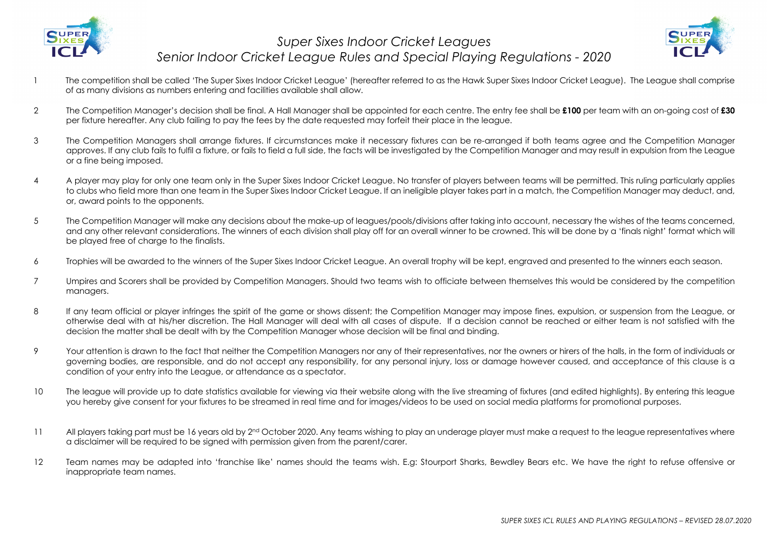# *Super Sixes Indoor Cricket Leagues*

## *Senior Indoor Cricket League Rules and Special Playing Regulations - 2020*

1. The competition shall be called 'The Super Sixes Indoor Cricket League' (hereafter referred to as the Hawk Super Sixes Indoor Cricket League). The League shall comprise of as many divisions as numbers entering and facilities available shall allow.

2. The Competition Manager's decision shall be final. A Hall Manager shall be appointed for each centre. The entry fee shall be **£100** per team with an on-going cost of **£30** per fixture hereafter. Any club failing to pay the fees by the date requested may forfeit their place in the league.

3. The Competition Managers shall arrange fixtures. If circumstances make it necessary fixtures can be re-arranged if both teams agree and the Competition Manager approves. If any club fails to fulfil a fixture, or fails to field a full side, the facts will be investigated by the Competition Manager and may result in expulsion from the League or a fine being imposed.

4. A player may play for only one team only in the Super Sixes Indoor Cricket League. No transfer of players between teams will be permitted. This ruling particularly applies to clubs who field more than one team in the Super Sixes Indoor Cricket League. If an ineligible player takes part in a match, the Competition Manager may deduct, and, or, award points to the opponents.

5. The Competition Manager will make any decisions about the make-up of leagues/pools/divisions after taking into account, necessary the wishes of the teams concerned, and any other relevant considerations. The winners of each division shall play off for an overall winner to be crowned. This will be done by a 'finals night' format which will be played free of charge to the finalists.

6. Trophies will be awarded to the winners of the Super Sixes Indoor Cricket League. An overall trophy will be kept, engraved and presented to the winners each season.

7. Umpires and Scorers shall be provided by Competition Managers. Should two teams wish to officiate between themselves this would be considered by the competition managers.

8. If any team official or player infringes the spirit of the game or shows dissent; the Competition Manager may impose fines, expulsion, or suspension from the League, or otherwise deal with at his/her discretion. The Hall Manager will deal with all cases of dispute. If a decision cannot be reached or either team is not satisfied with the decision the matter shall be dealt with by the Competition Manager whose decision will be final and binding.

9. Your attention is drawn to the fact that neither the Competition Managers nor any of their representatives, nor the owners or hirers of the halls, in the form of individuals or governing bodies, are responsible, and do not accept any responsibility, for any personal injury, loss or damage however caused, and acceptance of this clause is a condition of your entry into the League, or attendance as a spectator.

10. The league will provide up to date statistics available for viewing via their website along with the live streaming of fixtures (and edited highlights). By entering this league you hereby give consent for your fixtures to be streamed in real time and for images/videos to be used on social media platforms for promotional purposes.

11. All players taking part must be 16 years old by 2nd October 2020. Any teams wishing to play an underage player must make a request to the league representatives where a disclaimer will be required to be signed with permission given from the parent/carer.

12. Team names may be adapted into 'franchise like' names should the teams wish. E.g: Stourport Sharks, Bewdley Bears etc. We have the right to refuse offensive or inappropriate team names.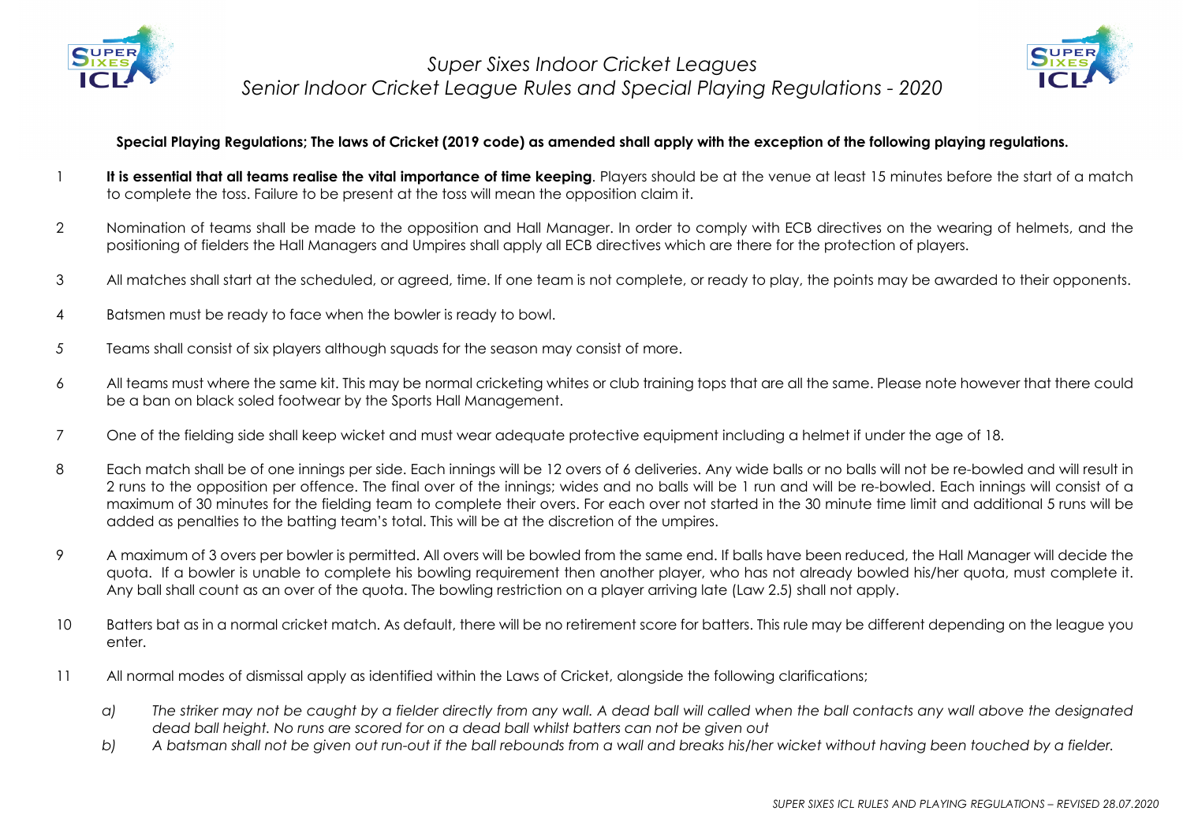*Super Sixes Indoor Cricket Leagues*
*Senior Indoor Cricket League Rules and Special Playing Regulations - 2020*

**Special Playing Regulations; The laws of Cricket (2019 code) as amended shall apply with the exception of the following playing regulations.**

1. **It is essential that all teams realise the vital importance of time keeping**. Players should be at the venue at least 15 minutes before the start of a match to complete the toss. Failure to be present at the toss will mean the opposition claim it.

2. Nomination of teams shall be made to the opposition and Hall Manager. In order to comply with ECB directives on the wearing of helmets, and the positioning of fielders the Hall Managers and Umpires shall apply all ECB directives which are there for the protection of players.

3. All matches shall start at the scheduled, or agreed, time. If one team is not complete, or ready to play, the points may be awarded to their opponents.

4. Batsmen must be ready to face when the bowler is ready to bowl.

5. Teams shall consist of six players although squads for the season may consist of more.

6. All teams must where the same kit. This may be normal cricketing whites or club training tops that are all the same. Please note however that there could be a ban on black soled footwear by the Sports Hall Management.

7. One of the fielding side shall keep wicket and must wear adequate protective equipment including a helmet if under the age of 18.

8. Each match shall be of one innings per side. Each innings will be 12 overs of 6 deliveries. Any wide balls or no balls will not be re-bowled and will result in 2 runs to the opposition per offence. The final over of the innings; wides and no balls will be 1 run and will be re-bowled. Each innings will consist of a maximum of 30 minutes for the fielding team to complete their overs. For each over not started in the 30 minute time limit and additional 5 runs will be added as penalties to the batting team's total. This will be at the discretion of the umpires.

9. A maximum of 3 overs per bowler is permitted. All overs will be bowled from the same end. If balls have been reduced, the Hall Manager will decide the quota. If a bowler is unable to complete his bowling requirement then another player, who has not already bowled his/her quota, must complete it. Any ball shall count as an over of the quota. The bowling restriction on a player arriving late (Law 2.5) shall not apply.

10. Batters bat as in a normal cricket match. As default, there will be no retirement score for batters. This rule may be different depending on the league you enter.

11. All normal modes of dismissal apply as identified within the Laws of Cricket, alongside the following clarifications;

    a) *The striker may not be caught by a fielder directly from any wall. A dead ball will called when the ball contacts any wall above the designated dead ball height. No runs are scored for on a dead ball whilst batters can not be given out*

    b) *A batsman shall not be given out run-out if the ball rebounds from a wall and breaks his/her wicket without having been touched by a fielder.*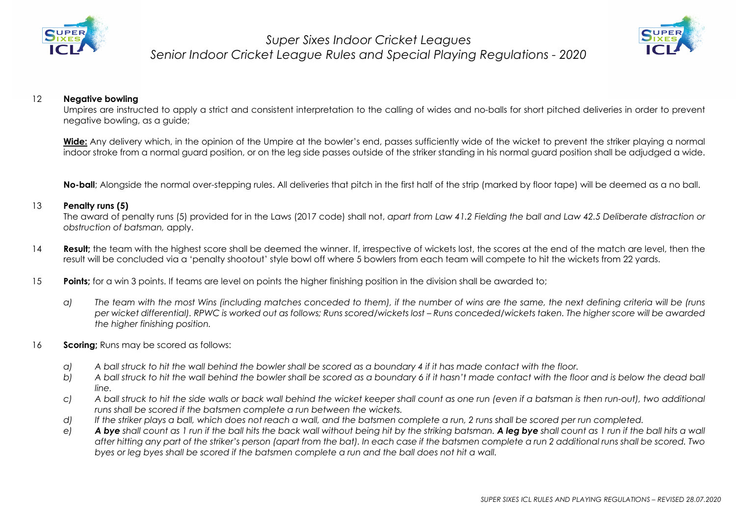12 **Negative bowling**

Umpires are instructed to apply a strict and consistent interpretation to the calling of wides and no-balls for short pitched deliveries in order to prevent negative bowling, as a guide;

**Wide:** Any delivery which, in the opinion of the Umpire at the bowler's end, passes sufficiently wide of the wicket to prevent the striker playing a normal indoor stroke from a normal guard position, or on the leg side passes outside of the striker standing in his normal guard position shall be adjudged a wide.

**No-ball**; Alongside the normal over-stepping rules. All deliveries that pitch in the first half of the strip (marked by floor tape) will be deemed as a no ball.

13 **Penalty runs (5)**

The award of penalty runs (5) provided for in the Laws (2017 code) shall not, *apart from Law 41.2 Fielding the ball and Law 42.5 Deliberate distraction or obstruction of batsman,* apply.

14 **Result;** the team with the highest score shall be deemed the winner. If, irrespective of wickets lost, the scores at the end of the match are level, then the result will be concluded via a 'penalty shootout' style bowl off where 5 bowlers from each team will compete to hit the wickets from 22 yards.

15 **Points;** for a win 3 points. If teams are level on points the higher finishing position in the division shall be awarded to;

a) *The team with the most Wins (including matches conceded to them), if the number of wins are the same, the next defining criteria will be (runs per wicket differential). RPWC is worked out as follows; Runs scored/wickets lost – Runs conceded/wickets taken. The higher score will be awarded the higher finishing position.*

16 **Scoring;** Runs may be scored as follows:

a) *A ball struck to hit the wall behind the bowler shall be scored as a boundary 4 if it has made contact with the floor.*
b) *A ball struck to hit the wall behind the bowler shall be scored as a boundary 6 if it hasn't made contact with the floor and is below the dead ball line.*
c) *A ball struck to hit the side walls or back wall behind the wicket keeper shall count as one run (even if a batsman is then run-out), two additional runs shall be scored if the batsmen complete a run between the wickets.*
d) *If the striker plays a ball, which does not reach a wall, and the batsmen complete a run, 2 runs shall be scored per run completed.*
e) ***A bye** shall count as 1 run if the ball hits the back wall without being hit by the striking batsman. **A leg bye** shall count as 1 run if the ball hits a wall after hitting any part of the striker's person (apart from the bat). In each case if the batsmen complete a run 2 additional runs shall be scored. Two byes or leg byes shall be scored if the batsmen complete a run and the ball does not hit a wall.*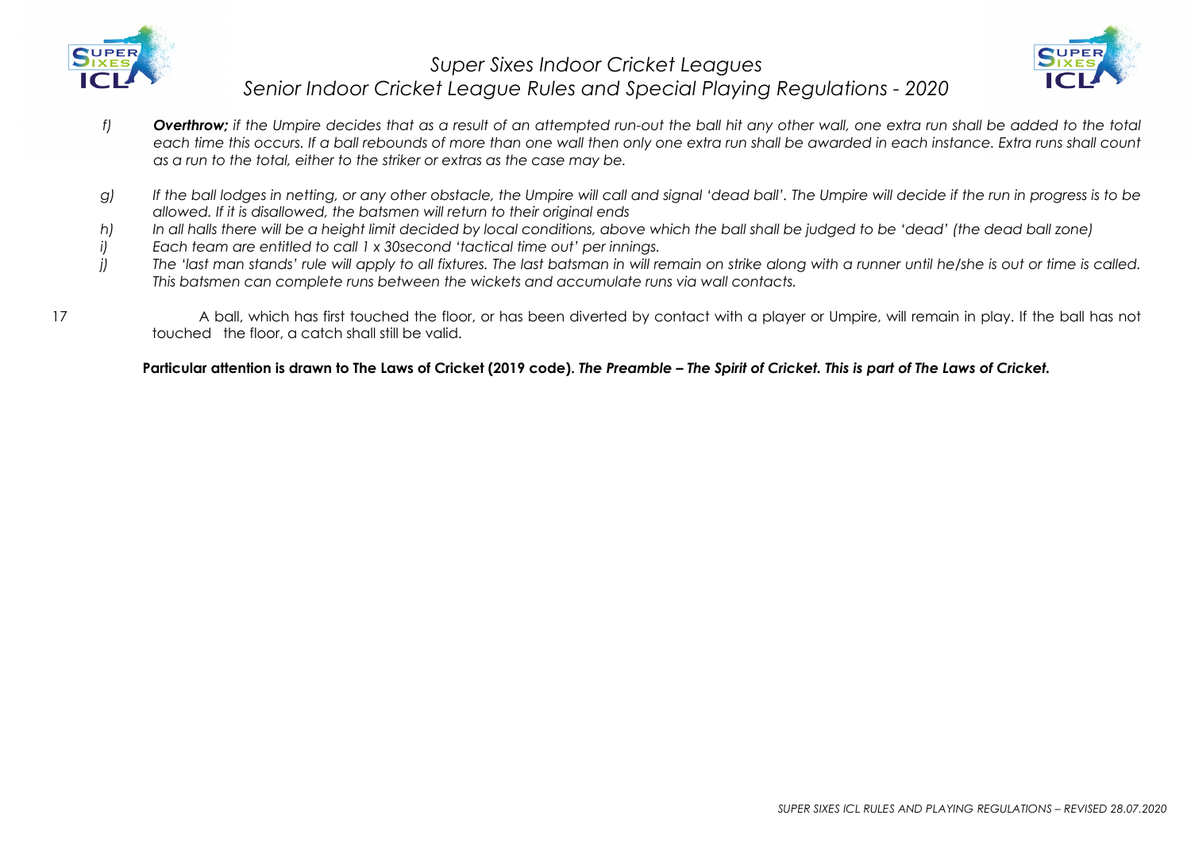f) ***Overthrow;*** *if the Umpire decides that as a result of an attempted run-out the ball hit any other wall, one extra run shall be added to the total each time this occurs. If a ball rebounds of more than one wall then only one extra run shall be awarded in each instance. Extra runs shall count as a run to the total, either to the striker or extras as the case may be.*

g) *If the ball lodges in netting, or any other obstacle, the Umpire will call and signal 'dead ball'. The Umpire will decide if the run in progress is to be allowed. If it is disallowed, the batsmen will return to their original ends*

h) *In all halls there will be a height limit decided by local conditions, above which the ball shall be judged to be 'dead' (the dead ball zone)*

i) *Each team are entitled to call 1 x 30second 'tactical time out' per innings.*

j) *The 'last man stands' rule will apply to all fixtures. The last batsman in will remain on strike along with a runner until he/she is out or time is called. This batsmen can complete runs between the wickets and accumulate runs via wall contacts.*

17 A ball, which has first touched the floor, or has been diverted by contact with a player or Umpire, will remain in play. If the ball has not touched the floor, a catch shall still be valid.

**Particular attention is drawn to The Laws of Cricket (2019 code).** ***The Preamble – The Spirit of Cricket. This is part of The Laws of Cricket.***